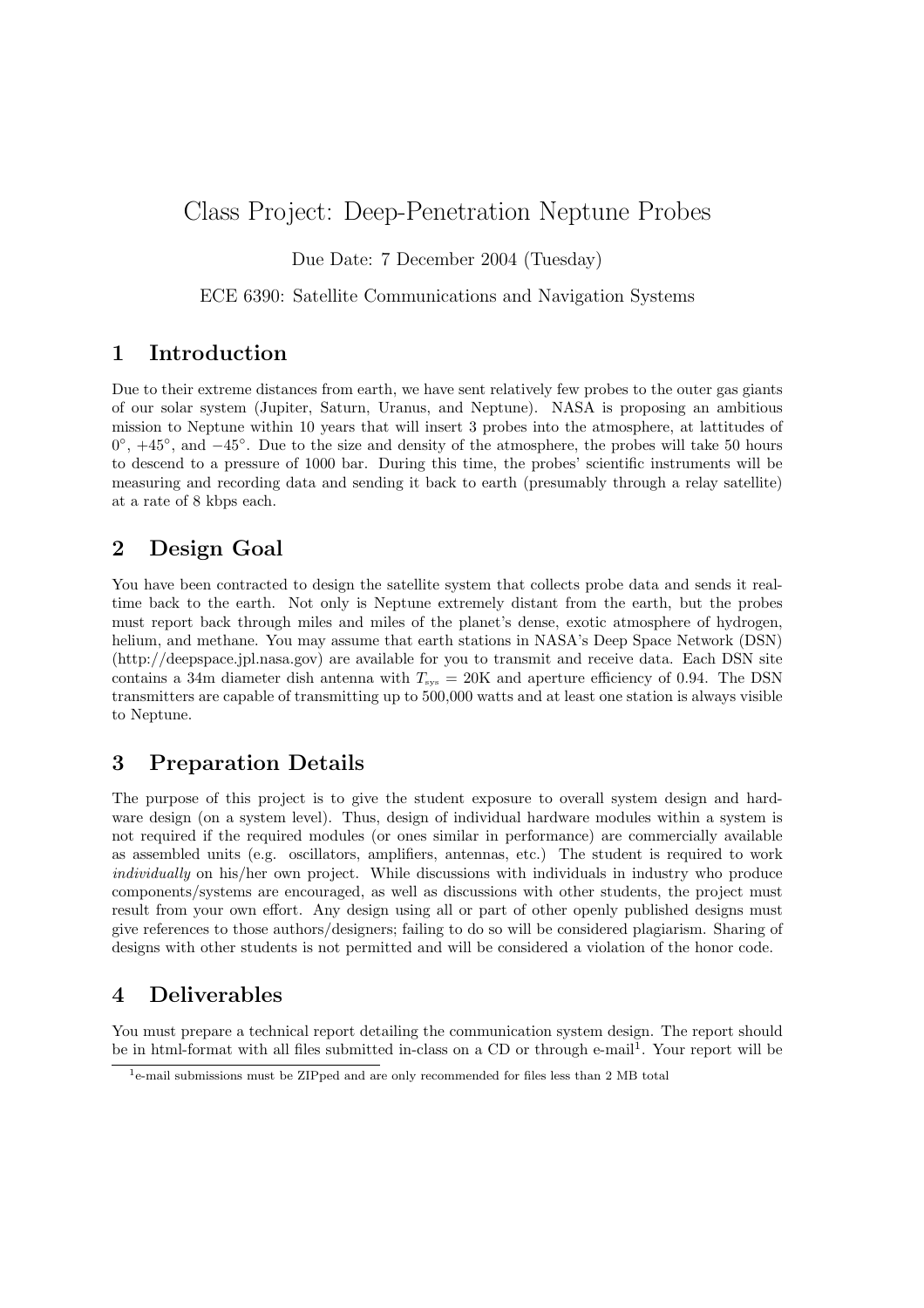# Class Project: Deep-Penetration Neptune Probes

Due Date: 7 December 2004 (Tuesday)

ECE 6390: Satellite Communications and Navigation Systems

## 1 Introduction

Due to their extreme distances from earth, we have sent relatively few probes to the outer gas giants of our solar system (Jupiter, Saturn, Uranus, and Neptune). NASA is proposing an ambitious mission to Neptune within 10 years that will insert 3 probes into the atmosphere, at lattitudes of $0°$, $+45°$, and $-45°$. Due to the size and density of the atmosphere, the probes will take 50 hours to descend to a pressure of 1000 bar. During this time, the probes' scientific instruments will be measuring and recording data and sending it back to earth (presumably through a relay satellite) at a rate of 8 kbps each.

## 2 Design Goal

You have been contracted to design the satellite system that collects probe data and sends it real-time back to the earth. Not only is Neptune extremely distant from the earth, but the probes must report back through miles and miles of the planet's dense, exotic atmosphere of hydrogen, helium, and methane. You may assume that earth stations in NASA's Deep Space Network (DSN) (http://deepspace.jpl.nasa.gov) are available for you to transmit and receive data. Each DSN site contains a 34m diameter dish antenna with $T_{sys} = 20$K and aperture efficiency of 0.94. The DSN transmitters are capable of transmitting up to 500,000 watts and at least one station is always visible to Neptune.

## 3 Preparation Details

The purpose of this project is to give the student exposure to overall system design and hardware design (on a system level). Thus, design of individual hardware modules within a system is not required if the required modules (or ones similar in performance) are commercially available as assembled units (e.g. oscillators, amplifiers, antennas, etc.) The student is required to work *individually* on his/her own project. While discussions with individuals in industry who produce components/systems are encouraged, as well as discussions with other students, the project must result from your own effort. Any design using all or part of other openly published designs must give references to those authors/designers; failing to do so will be considered plagiarism. Sharing of designs with other students is not permitted and will be considered a violation of the honor code.

## 4 Deliverables

You must prepare a technical report detailing the communication system design. The report should be in html-format with all files submitted in-class on a CD or through e-mail[1]. Your report will be

[1] e-mail submissions must be ZIPped and are only recommended for files less than 2 MB total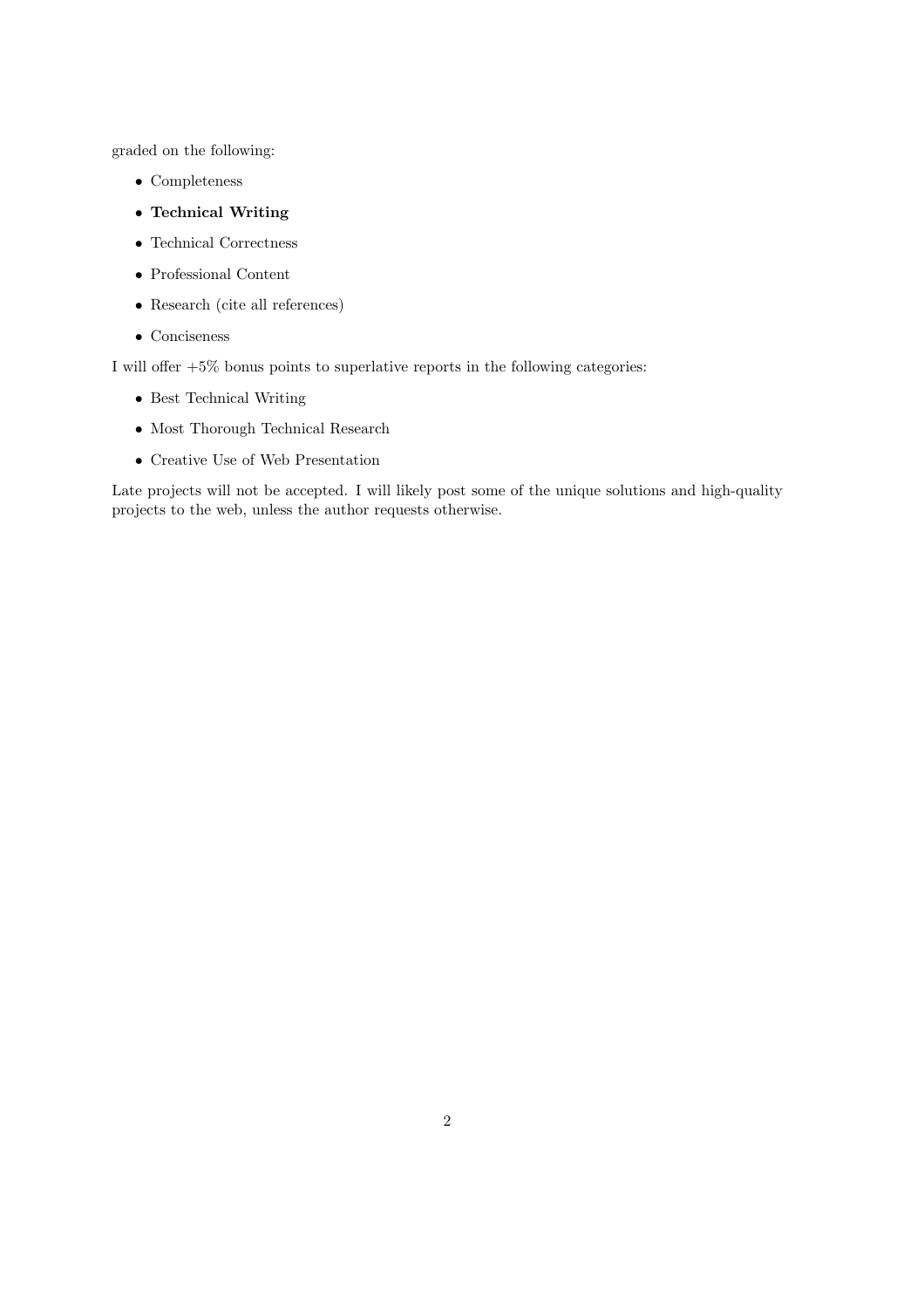graded on the following:

- Completeness
- **Technical Writing**
- Technical Correctness
- Professional Content
- Research (cite all references)
- Conciseness

I will offer +5% bonus points to superlative reports in the following categories:

- Best Technical Writing
- Most Thorough Technical Research
- Creative Use of Web Presentation

Late projects will not be accepted. I will likely post some of the unique solutions and high-quality projects to the web, unless the author requests otherwise.